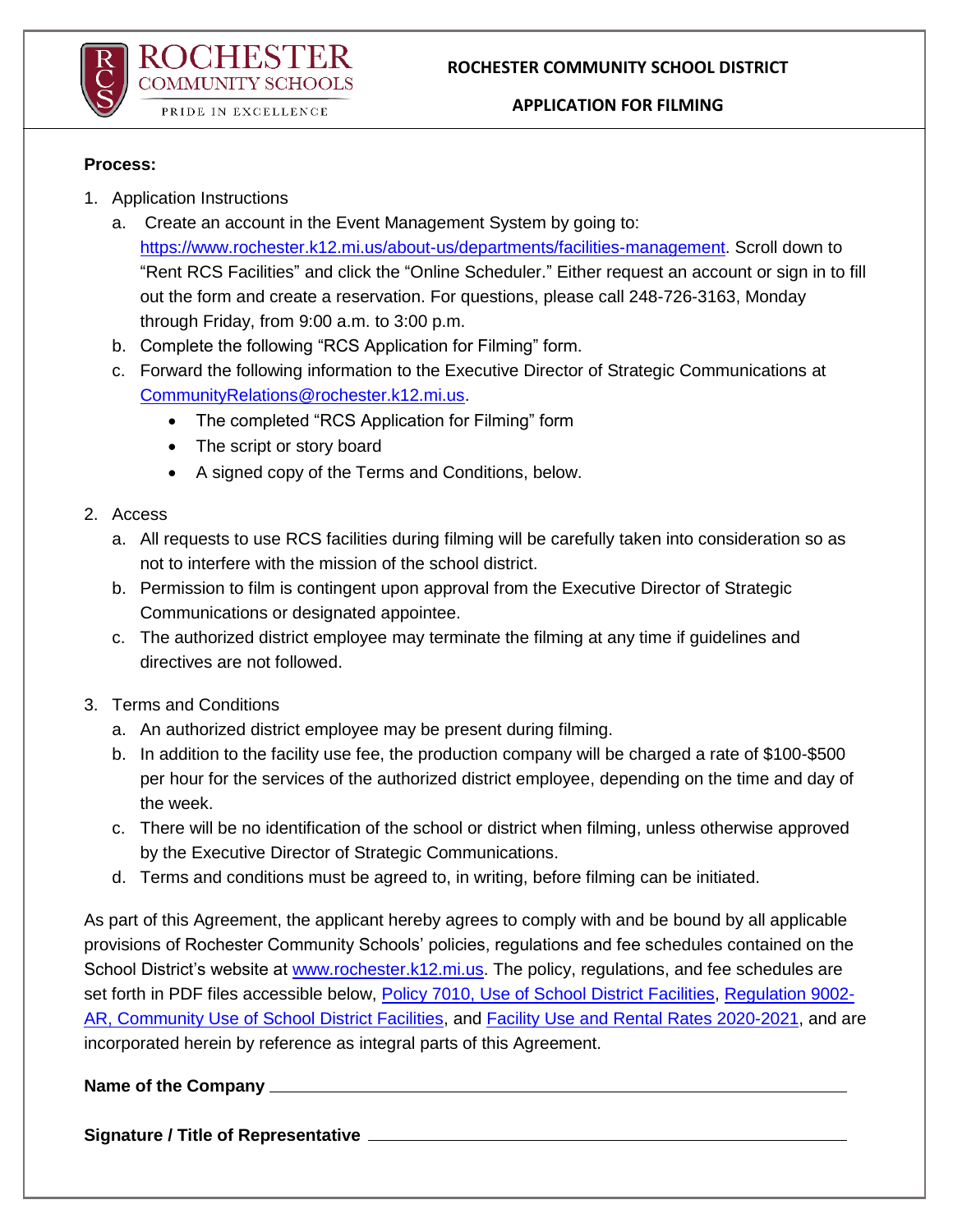ROCHESTER COMMUNITY SCHOOLS
PRIDE IN EXCELLENCE

**ROCHESTER COMMUNITY SCHOOL DISTRICT**

**APPLICATION FOR FILMING**

**Process:**

1. Application Instructions
   a. Create an account in the Event Management System by going to: [https://www.rochester.k12.mi.us/about-us/departments/facilities-management](https://www.rochester.k12.mi.us/about-us/departments/facilities-management). Scroll down to "Rent RCS Facilities" and click the "Online Scheduler." Either request an account or sign in to fill out the form and create a reservation. For questions, please call 248-726-3163, Monday through Friday, from 9:00 a.m. to 3:00 p.m.
   b. Complete the following "RCS Application for Filming" form.
   c. Forward the following information to the Executive Director of Strategic Communications at [CommunityRelations@rochester.k12.mi.us](mailto:CommunityRelations@rochester.k12.mi.us).
      - The completed "RCS Application for Filming" form
      - The script or story board
      - A signed copy of the Terms and Conditions, below.

2. Access
   a. All requests to use RCS facilities during filming will be carefully taken into consideration so as not to interfere with the mission of the school district.
   b. Permission to film is contingent upon approval from the Executive Director of Strategic Communications or designated appointee.
   c. The authorized district employee may terminate the filming at any time if guidelines and directives are not followed.

3. Terms and Conditions
   a. An authorized district employee may be present during filming.
   b. In addition to the facility use fee, the production company will be charged a rate of $100-$500 per hour for the services of the authorized district employee, depending on the time and day of the week.
   c. There will be no identification of the school or district when filming, unless otherwise approved by the Executive Director of Strategic Communications.
   d. Terms and conditions must be agreed to, in writing, before filming can be initiated.

As part of this Agreement, the applicant hereby agrees to comply with and be bound by all applicable provisions of Rochester Community Schools' policies, regulations and fee schedules contained on the School District's website at [www.rochester.k12.mi.us](http://www.rochester.k12.mi.us). The policy, regulations, and fee schedules are set forth in PDF files accessible below, Policy 7010, Use of School District Facilities, Regulation 9002-AR, Community Use of School District Facilities, and Facility Use and Rental Rates 2020-2021, and are incorporated herein by reference as integral parts of this Agreement.

**Name of the Company** ____________________________________________

**Signature / Title of Representative** ____________________________________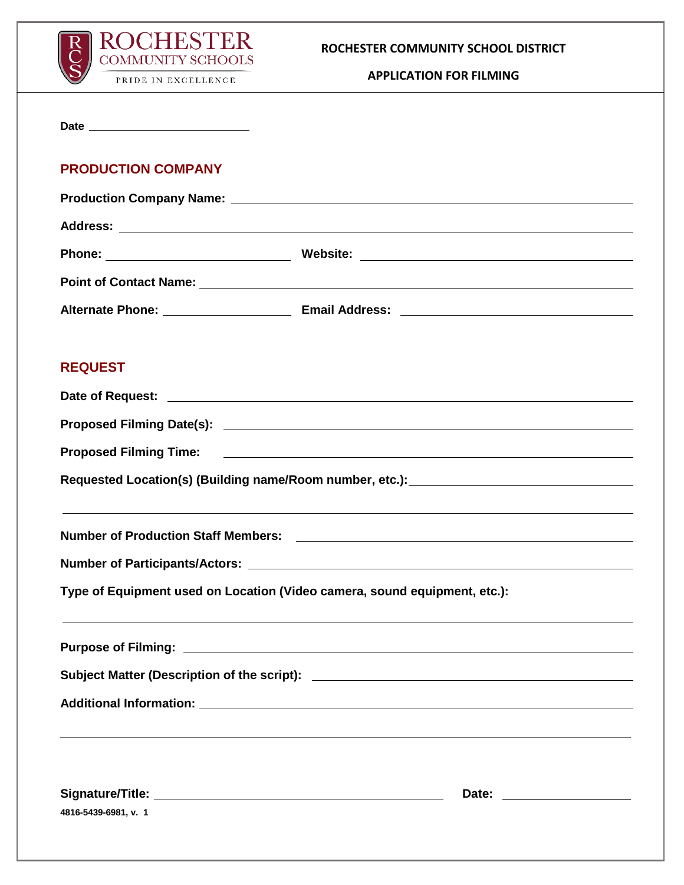ROCHESTER COMMUNITY SCHOOLS
PRIDE IN EXCELLENCE

**ROCHESTER COMMUNITY SCHOOL DISTRICT**

**APPLICATION FOR FILMING**

**Date** ____________________

## PRODUCTION COMPANY

**Production Company Name:** ____________________

**Address:** ____________________

**Phone:** ____________________ **Website:** ____________________

**Point of Contact Name:** ____________________

**Alternate Phone:** ____________________ **Email Address:** ____________________

## REQUEST

**Date of Request:** ____________________

**Proposed Filming Date(s):** ____________________

**Proposed Filming Time:** ____________________

**Requested Location(s) (Building name/Room number, etc.):** ____________________

____________________

**Number of Production Staff Members:** ____________________

**Number of Participants/Actors:** ____________________

**Type of Equipment used on Location (Video camera, sound equipment, etc.):**

____________________

**Purpose of Filming:** ____________________

**Subject Matter (Description of the script):** ____________________

**Additional Information:** ____________________

____________________

**Signature/Title:** ____________________ **Date:** ____________________

**4816-5439-6981, v. 1**